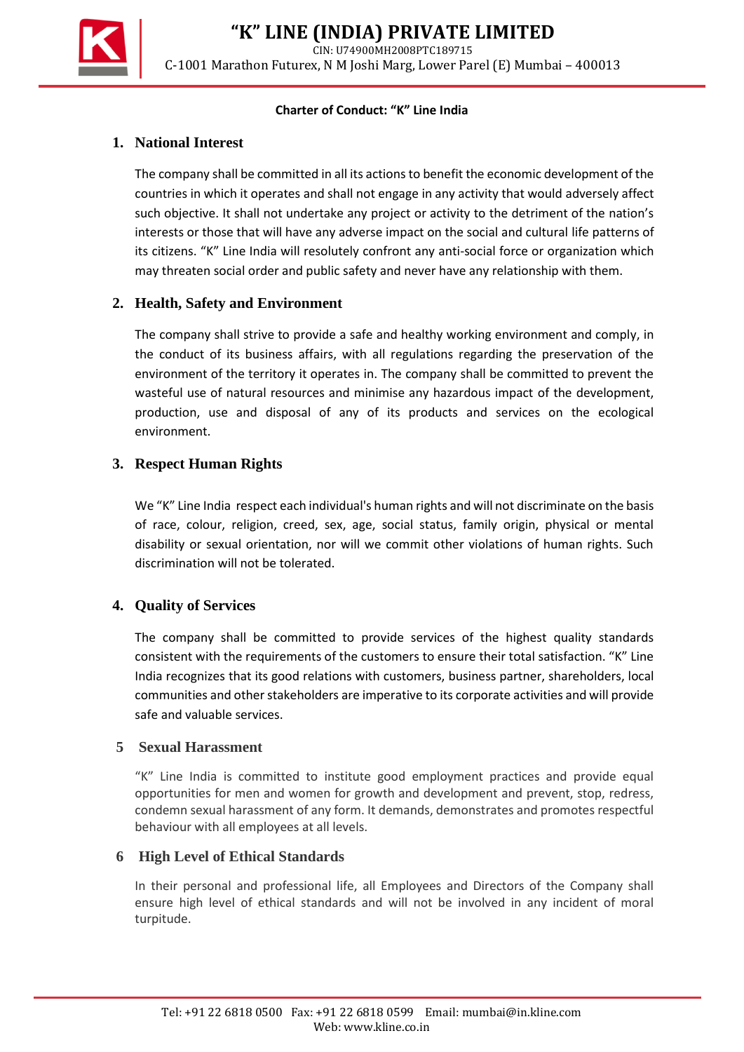# "K" LINE (INDIA) PRIVATE LIMITED

CIN: U74900MH2008PTC189715

C-1001 Marathon Futurex, N M Joshi Marg, Lower Parel (E) Mumbai – 400013

**Charter of Conduct: "K" Line India**

## 1. National Interest

The company shall be committed in all its actions to benefit the economic development of the countries in which it operates and shall not engage in any activity that would adversely affect such objective. It shall not undertake any project or activity to the detriment of the nation's interests or those that will have any adverse impact on the social and cultural life patterns of its citizens. "K" Line India will resolutely confront any anti-social force or organization which may threaten social order and public safety and never have any relationship with them.

## 2. Health, Safety and Environment

The company shall strive to provide a safe and healthy working environment and comply, in the conduct of its business affairs, with all regulations regarding the preservation of the environment of the territory it operates in. The company shall be committed to prevent the wasteful use of natural resources and minimise any hazardous impact of the development, production, use and disposal of any of its products and services on the ecological environment.

## 3. Respect Human Rights

We "K" Line India respect each individual's human rights and will not discriminate on the basis of race, colour, religion, creed, sex, age, social status, family origin, physical or mental disability or sexual orientation, nor will we commit other violations of human rights. Such discrimination will not be tolerated.

## 4. Quality of Services

The company shall be committed to provide services of the highest quality standards consistent with the requirements of the customers to ensure their total satisfaction. "K" Line India recognizes that its good relations with customers, business partner, shareholders, local communities and other stakeholders are imperative to its corporate activities and will provide safe and valuable services.

## 5 Sexual Harassment

"K" Line India is committed to institute good employment practices and provide equal opportunities for men and women for growth and development and prevent, stop, redress, condemn sexual harassment of any form. It demands, demonstrates and promotes respectful behaviour with all employees at all levels.

## 6 High Level of Ethical Standards

In their personal and professional life, all Employees and Directors of the Company shall ensure high level of ethical standards and will not be involved in any incident of moral turpitude.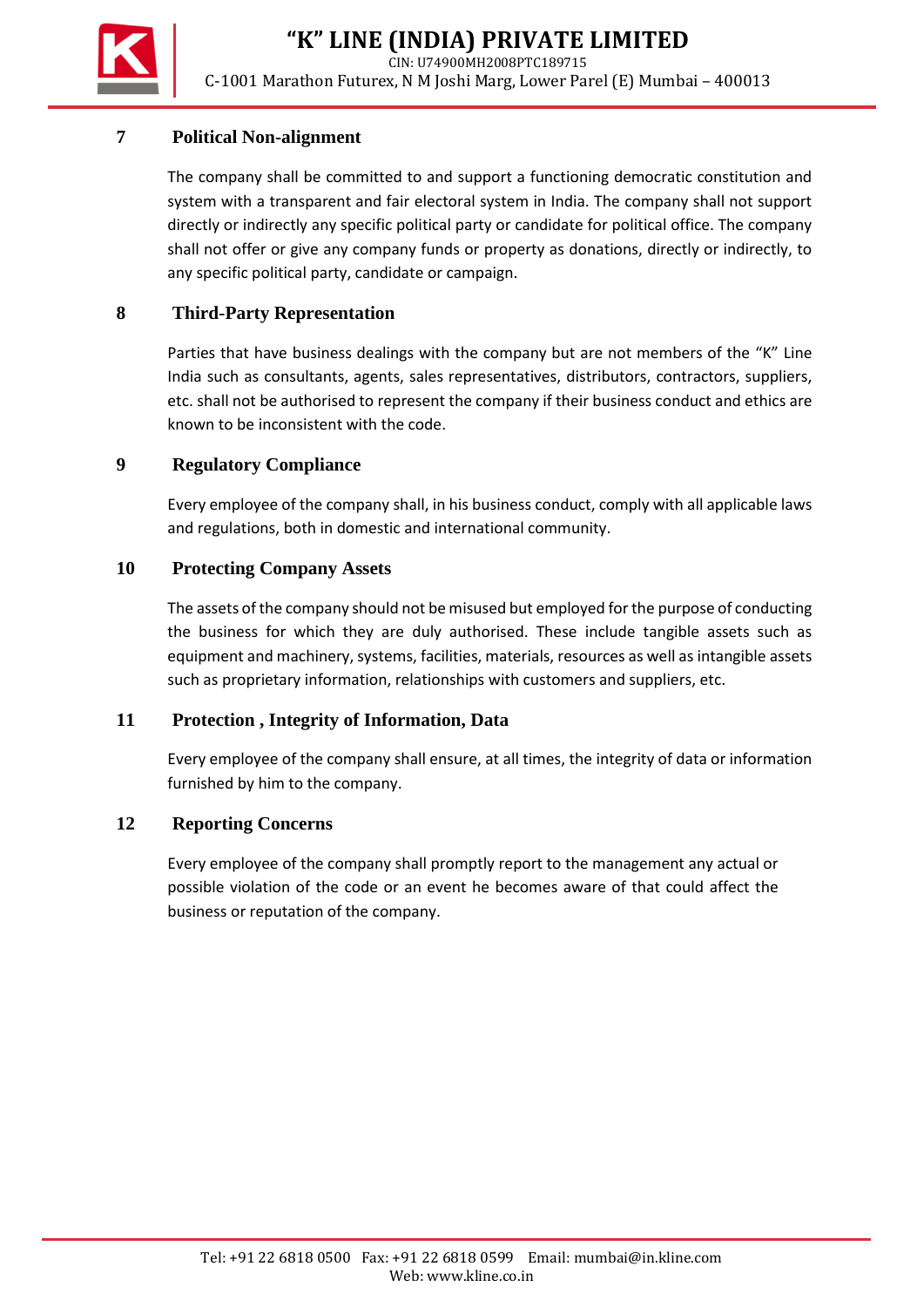## 7 Political Non-alignment

The company shall be committed to and support a functioning democratic constitution and system with a transparent and fair electoral system in India. The company shall not support directly or indirectly any specific political party or candidate for political office. The company shall not offer or give any company funds or property as donations, directly or indirectly, to any specific political party, candidate or campaign.

## 8 Third-Party Representation

Parties that have business dealings with the company but are not members of the "K" Line India such as consultants, agents, sales representatives, distributors, contractors, suppliers, etc. shall not be authorised to represent the company if their business conduct and ethics are known to be inconsistent with the code.

## 9 Regulatory Compliance

Every employee of the company shall, in his business conduct, comply with all applicable laws and regulations, both in domestic and international community.

## 10 Protecting Company Assets

The assets of the company should not be misused but employed for the purpose of conducting the business for which they are duly authorised. These include tangible assets such as equipment and machinery, systems, facilities, materials, resources as well as intangible assets such as proprietary information, relationships with customers and suppliers, etc.

## 11 Protection , Integrity of Information, Data

Every employee of the company shall ensure, at all times, the integrity of data or information furnished by him to the company.

## 12 Reporting Concerns

Every employee of the company shall promptly report to the management any actual or possible violation of the code or an event he becomes aware of that could affect the business or reputation of the company.